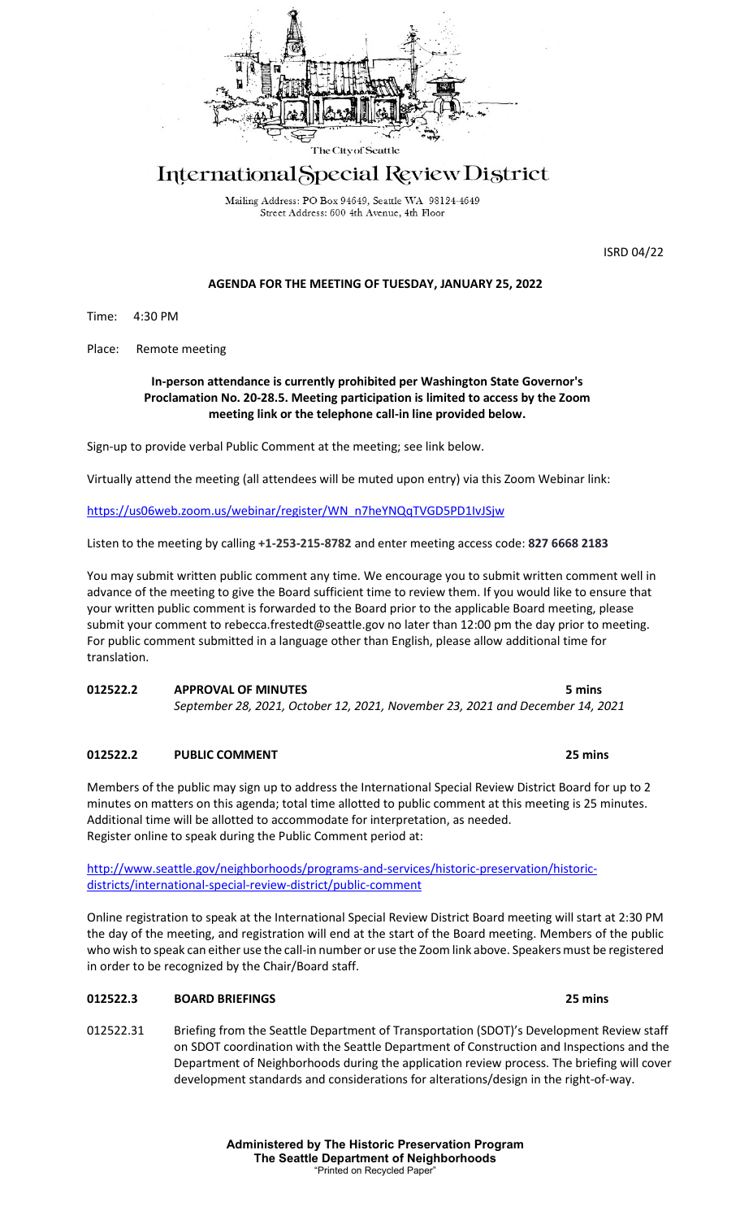The City of Seattle

# International Special Review District

Mailing Address: PO Box 94649, Seattle WA 98124-4649
Street Address: 600 4th Avenue, 4th Floor

ISRD 04/22

## AGENDA FOR THE MEETING OF TUESDAY, JANUARY 25, 2022

Time: 4:30 PM

Place: Remote meeting

**In-person attendance is currently prohibited per Washington State Governor's Proclamation No. 20-28.5. Meeting participation is limited to access by the Zoom meeting link or the telephone call-in line provided below.**

Sign-up to provide verbal Public Comment at the meeting; see link below.

Virtually attend the meeting (all attendees will be muted upon entry) via this Zoom Webinar link:

https://us06web.zoom.us/webinar/register/WN_n7heYNQqTVGD5PD1lvJSjw

Listen to the meeting by calling **+1-253-215-8782** and enter meeting access code: **827 6668 2183**

You may submit written public comment any time. We encourage you to submit written comment well in advance of the meeting to give the Board sufficient time to review them. If you would like to ensure that your written public comment is forwarded to the Board prior to the applicable Board meeting, please submit your comment to rebecca.frestedt@seattle.gov no later than 12:00 pm the day prior to meeting. For public comment submitted in a language other than English, please allow additional time for translation.

**012522.2 APPROVAL OF MINUTES** **5 mins**
*September 28, 2021, October 12, 2021, November 23, 2021 and December 14, 2021*

**012522.2 PUBLIC COMMENT** **25 mins**

Members of the public may sign up to address the International Special Review District Board for up to 2 minutes on matters on this agenda; total time allotted to public comment at this meeting is 25 minutes. Additional time will be allotted to accommodate for interpretation, as needed.
Register online to speak during the Public Comment period at:

http://www.seattle.gov/neighborhoods/programs-and-services/historic-preservation/historic-districts/international-special-review-district/public-comment

Online registration to speak at the International Special Review District Board meeting will start at 2:30 PM the day of the meeting, and registration will end at the start of the Board meeting. Members of the public who wish to speak can either use the call-in number or use the Zoom link above. Speakers must be registered in order to be recognized by the Chair/Board staff.

**012522.3 BOARD BRIEFINGS** **25 mins**

012522.31 Briefing from the Seattle Department of Transportation (SDOT)'s Development Review staff on SDOT coordination with the Seattle Department of Construction and Inspections and the Department of Neighborhoods during the application review process. The briefing will cover development standards and considerations for alterations/design in the right-of-way.

**Administered by The Historic Preservation Program**
**The Seattle Department of Neighborhoods**
"Printed on Recycled Paper"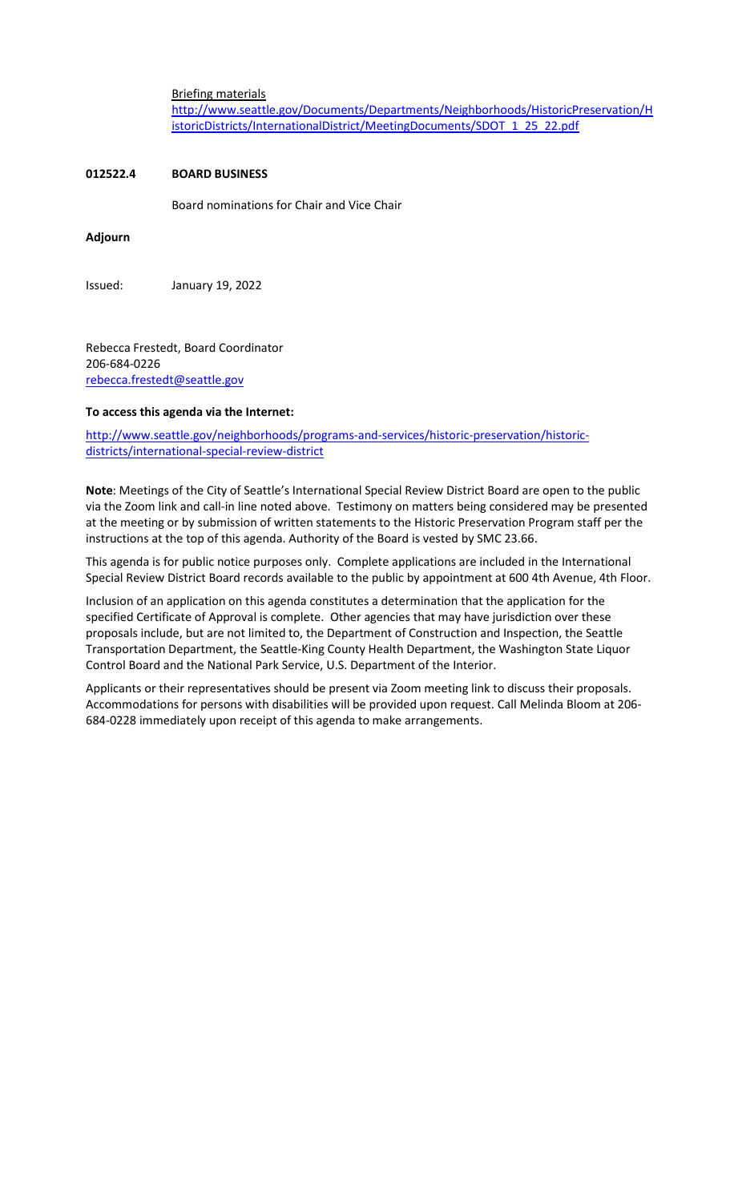Briefing materials
http://www.seattle.gov/Documents/Departments/Neighborhoods/HistoricPreservation/HistoricDistricts/InternationalDistrict/MeetingDocuments/SDOT_1_25_22.pdf

**012522.4 BOARD BUSINESS**

Board nominations for Chair and Vice Chair

**Adjourn**

Issued: January 19, 2022

Rebecca Frestedt, Board Coordinator
206-684-0226
rebecca.frestedt@seattle.gov

**To access this agenda via the Internet:**

http://www.seattle.gov/neighborhoods/programs-and-services/historic-preservation/historic-districts/international-special-review-district

**Note**: Meetings of the City of Seattle's International Special Review District Board are open to the public via the Zoom link and call-in line noted above. Testimony on matters being considered may be presented at the meeting or by submission of written statements to the Historic Preservation Program staff per the instructions at the top of this agenda. Authority of the Board is vested by SMC 23.66.

This agenda is for public notice purposes only. Complete applications are included in the International Special Review District Board records available to the public by appointment at 600 4th Avenue, 4th Floor.

Inclusion of an application on this agenda constitutes a determination that the application for the specified Certificate of Approval is complete. Other agencies that may have jurisdiction over these proposals include, but are not limited to, the Department of Construction and Inspection, the Seattle Transportation Department, the Seattle-King County Health Department, the Washington State Liquor Control Board and the National Park Service, U.S. Department of the Interior.

Applicants or their representatives should be present via Zoom meeting link to discuss their proposals. Accommodations for persons with disabilities will be provided upon request. Call Melinda Bloom at 206-684-0228 immediately upon receipt of this agenda to make arrangements.